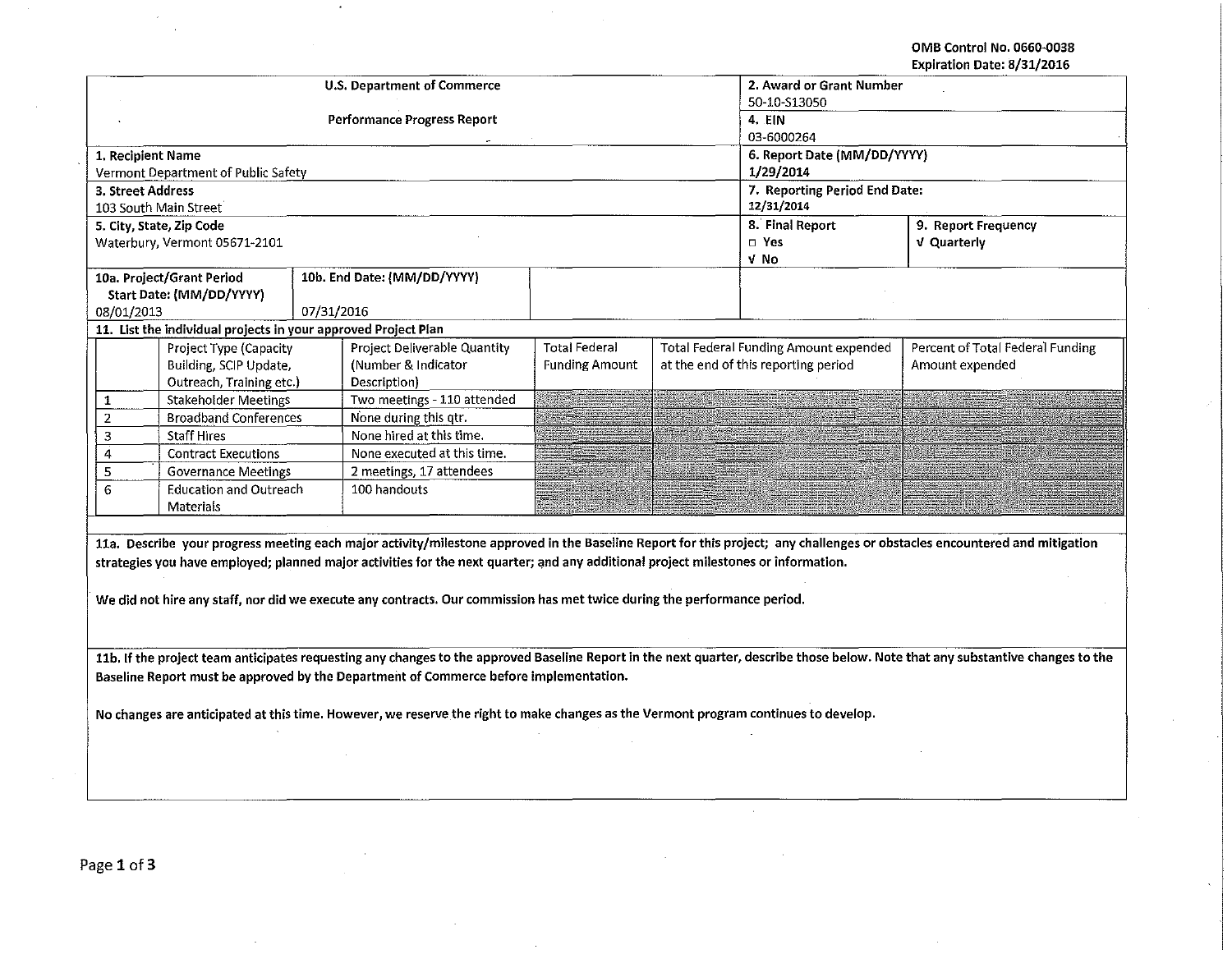OMB Control No. 0660-0038
Expiration Date: 8/31/2016

| | |
|---|---|
| U.S. Department of Commerce<br><br>Performance Progress Report | 2. Award or Grant Number<br>50-10-S13050<br>4. EIN<br>03-6000264 |
| 1. Recipient Name<br>Vermont Department of Public Safety | 6. Report Date (MM/DD/YYYY)<br>1/29/2014 |
| 3. Street Address<br>103 South Main Street | 7. Reporting Period End Date:<br>12/31/2014 |
| 5. City, State, Zip Code<br>Waterbury, Vermont 05671-2101 | 8. Final Report<br>□ Yes<br>√ No<br><br>9. Report Frequency<br>√ Quarterly |
| 10a. Project/Grant Period Start Date: (MM/DD/YYYY)<br>08/01/2013<br><br>10b. End Date: (MM/DD/YYYY)<br>07/31/2016 | |

**11. List the individual projects in your approved Project Plan**

| | Project Type (Capacity Building, SCIP Update, Outreach, Training etc.) | Project Deliverable Quantity (Number & Indicator Description) | Total Federal Funding Amount | Total Federal Funding Amount expended at the end of this reporting period | Percent of Total Federal Funding Amount expended |
|---|---|---|---|---|---|
| 1 | Stakeholder Meetings | Two meetings - 110 attended | | | |
| 2 | Broadband Conferences | None during this qtr. | | | |
| 3 | Staff Hires | None hired at this time. | | | |
| 4 | Contract Executions | None executed at this time. | | | |
| 5 | Governance Meetings | 2 meetings, 17 attendees | | | |
| 6 | Education and Outreach Materials | 100 handouts | | | |

**11a. Describe your progress meeting each major activity/milestone approved in the Baseline Report for this project; any challenges or obstacles encountered and mitigation strategies you have employed; planned major activities for the next quarter; and any additional project milestones or information.**

We did not hire any staff, nor did we execute any contracts. Our commission has met twice during the performance period.

**11b. If the project team anticipates requesting any changes to the approved Baseline Report in the next quarter, describe those below. Note that any substantive changes to the Baseline Report must be approved by the Department of Commerce before implementation.**

No changes are anticipated at this time. However, we reserve the right to make changes as the Vermont program continues to develop.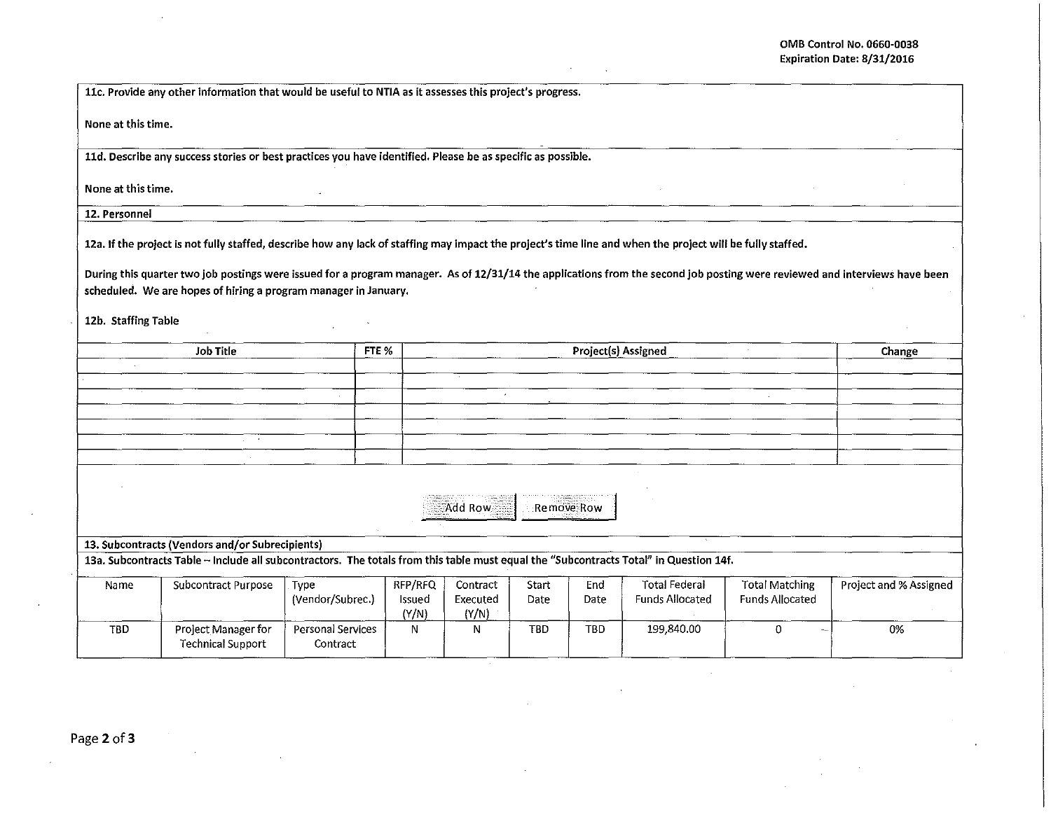**11c. Provide any other information that would be useful to NTIA as it assesses this project's progress.**

None at this time.

**11d. Describe any success stories or best practices you have identified. Please be as specific as possible.**

None at this time.

**12. Personnel**

**12a. If the project is not fully staffed, describe how any lack of staffing may impact the project's time line and when the project will be fully staffed.**

During this quarter two job postings were issued for a program manager. As of 12/31/14 the applications from the second job posting were reviewed and interviews have been scheduled. We are hopes of hiring a program manager in January.

**12b. Staffing Table**

| Job Title | FTE % | Project(s) Assigned | Change |
|---|---|---|---|
| | | | |
| | | | |
| | | | |
| | | | |
| | | | |
| | | | |
| | | | |

Add Row Remove Row

**13. Subcontracts (Vendors and/or Subrecipients)**

**13a. Subcontracts Table -- Include all subcontractors. The totals from this table must equal the "Subcontracts Total" in Question 14f.**

| Name | Subcontract Purpose | Type (Vendor/Subrec.) | RFP/RFQ Issued (Y/N) | Contract Executed (Y/N) | Start Date | End Date | Total Federal Funds Allocated | Total Matching Funds Allocated | Project and % Assigned |
|---|---|---|---|---|---|---|---|---|---|
| TBD | Project Manager for Technical Support | Personal Services Contract | N | N | TBD | TBD | 199,840.00 | 0 | 0% |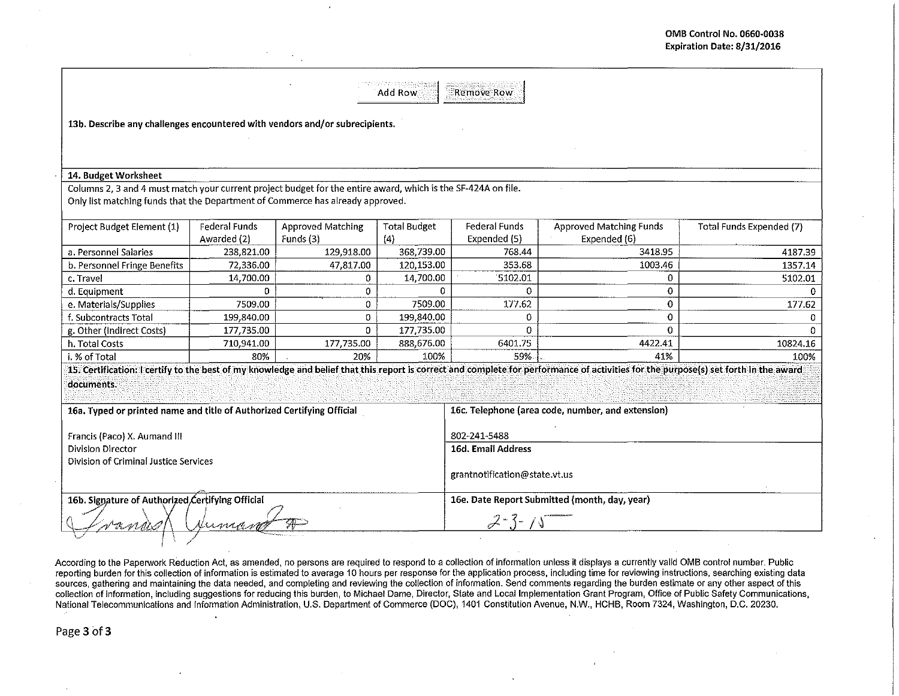OMB Control No. 0660-0038
Expiration Date: 8/31/2016

Add Row | Remove Row

**13b. Describe any challenges encountered with vendors and/or subrecipients.**

**14. Budget Worksheet**

Columns 2, 3 and 4 must match your current project budget for the entire award, which is the SF-424A on file.
Only list matching funds that the Department of Commerce has already approved.

| Project Budget Element (1) | Federal Funds Awarded (2) | Approved Matching Funds (3) | Total Budget (4) | Federal Funds Expended (5) | Approved Matching Funds Expended (6) | Total Funds Expended (7) |
|---|---|---|---|---|---|---|
| a. Personnel Salaries | 238,821.00 | 129,918.00 | 368,739.00 | 768.44 | 3418.95 | 4187.39 |
| b. Personnel Fringe Benefits | 72,336.00 | 47,817.00 | 120,153.00 | 353.68 | 1003.46 | 1357.14 |
| c. Travel | 14,700.00 | 0 | 14,700.00 | 5102.01 | 0 | 5102.01 |
| d. Equipment | 0 | 0 | 0 | 0 | 0 | 0 |
| e. Materials/Supplies | 7509.00 | 0 | 7509.00 | 177.62 | 0 | 177.62 |
| f. Subcontracts Total | 199,840.00 | 0 | 199,840.00 | 0 | 0 | 0 |
| g. Other (Indirect Costs) | 177,735.00 | 0 | 177,735.00 | 0 | 0 | 0 |
| h. Total Costs | 710,941.00 | 177,735.00 | 888,676.00 | 6401.75 | 4422.41 | 10824.16 |
| i. % of Total | 80% | 20% | 100% | 59% | 41% | 100% |

**15. Certification: I certify to the best of my knowledge and belief that this report is correct and complete for performance of activities for the purpose(s) set forth in the award documents.**

| **16a. Typed or printed name and title of Authorized Certifying Official** | **16c. Telephone (area code, number, and extension)** |
|---|---|
| Francis (Paco) X. Aumand III<br>Division Director<br>Division of Criminal Justice Services | 802-241-5488<br>**16d. Email Address**<br>grantnotification@state.vt.us |
| **16b. Signature of Authorized Certifying Official**<br>*Francis X Aumand III* | **16e. Date Report Submitted (month, day, year)**<br>2-3-15 |

According to the Paperwork Reduction Act, as amended, no persons are required to respond to a collection of information unless it displays a currently valid OMB control number. Public reporting burden for this collection of information is estimated to average 10 hours per response for the application process, including time for reviewing instructions, searching existing data sources, gathering and maintaining the data needed, and completing and reviewing the collection of information. Send comments regarding the burden estimate or any other aspect of this collection of information, including suggestions for reducing this burden, to Michael Dame, Director, State and Local Implementation Grant Program, Office of Public Safety Communications, National Telecommunications and Information Administration, U.S. Department of Commerce (DOC), 1401 Constitution Avenue, N.W., HCHB, Room 7324, Washington, D.C. 20230.